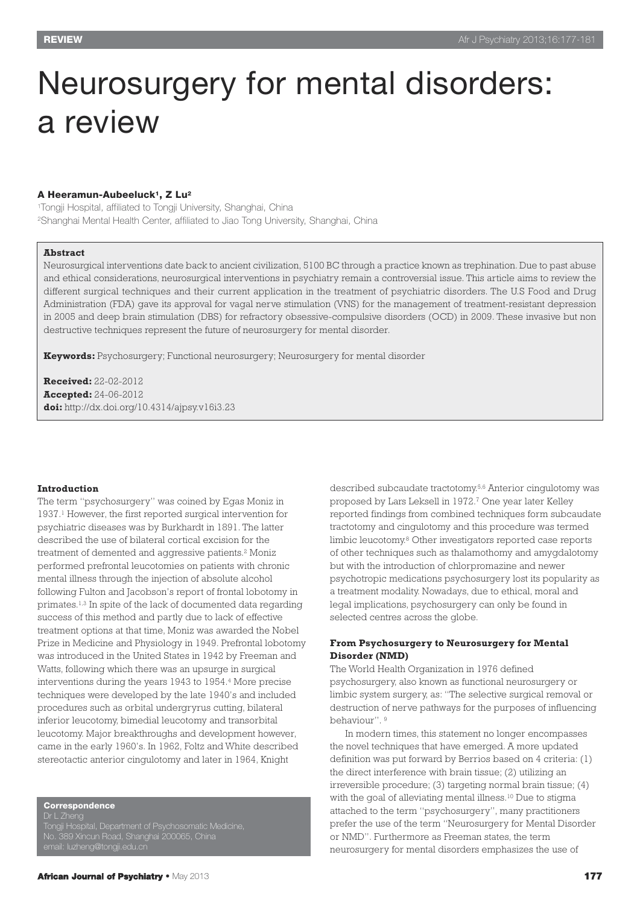REVIEW

# Neurosurgery for mental disorders: a review

**A Heeramun-Aubeeluck[1], Z Lu[2]**

[1]Tongji Hospital, affiliated to Tongji University, Shanghai, China
[2]Shanghai Mental Health Center, affiliated to Jiao Tong University, Shanghai, China

**Abstract**

Neurosurgical interventions date back to ancient civilization, 5100 BC through a practice known as trephination. Due to past abuse and ethical considerations, neurosurgical interventions in psychiatry remain a controversial issue. This article aims to review the different surgical techniques and their current application in the treatment of psychiatric disorders. The U.S Food and Drug Administration (FDA) gave its approval for vagal nerve stimulation (VNS) for the management of treatment-resistant depression in 2005 and deep brain stimulation (DBS) for refractory obsessive-compulsive disorders (OCD) in 2009. These invasive but non destructive techniques represent the future of neurosurgery for mental disorder.

**Keywords:** Psychosurgery; Functional neurosurgery; Neurosurgery for mental disorder

**Received:** 22-02-2012
**Accepted:** 24-06-2012
**doi:** http://dx.doi.org/10.4314/ajpsy.v16i3.23

## Introduction

The term "psychosurgery" was coined by Egas Moniz in 1937.[1] However, the first reported surgical intervention for psychiatric diseases was by Burkhardt in 1891. The latter described the use of bilateral cortical excision for the treatment of demented and aggressive patients.[2] Moniz performed prefrontal leucotomies on patients with chronic mental illness through the injection of absolute alcohol following Fulton and Jacobson's report of frontal lobotomy in primates.[1,3] In spite of the lack of documented data regarding success of this method and partly due to lack of effective treatment options at that time, Moniz was awarded the Nobel Prize in Medicine and Physiology in 1949. Prefrontal lobotomy was introduced in the United States in 1942 by Freeman and Watts, following which there was an upsurge in surgical interventions during the years 1943 to 1954.[4] More precise techniques were developed by the late 1940's and included procedures such as orbital undergryrus cutting, bilateral inferior leucotomy, bimedial leucotomy and transorbital leucotomy. Major breakthroughs and development however, came in the early 1960's. In 1962, Foltz and White described stereotactic anterior cingulotomy and later in 1964, Knight described subcaudate tractotomy.[5,6] Anterior cingulotomy was proposed by Lars Leksell in 1972.[7] One year later Kelley reported findings from combined techniques form subcaudate tractotomy and cingulotomy and this procedure was termed limbic leucotomy.[8] Other investigators reported case reports of other techniques such as thalamothomy and amygdalotomy but with the introduction of chlorpromazine and newer psychotropic medications psychosurgery lost its popularity as a treatment modality. Nowadays, due to ethical, moral and legal implications, psychosurgery can only be found in selected centres across the globe.

## From Psychosurgery to Neurosurgery for Mental Disorder (NMD)

The World Health Organization in 1976 defined psychosurgery, also known as functional neurosurgery or limbic system surgery, as: "The selective surgical removal or destruction of nerve pathways for the purposes of influencing behaviour". [9]

In modern times, this statement no longer encompasses the novel techniques that have emerged. A more updated definition was put forward by Berrios based on 4 criteria: (1) the direct interference with brain tissue; (2) utilizing an irreversible procedure; (3) targeting normal brain tissue; (4) with the goal of alleviating mental illness.[10] Due to stigma attached to the term "psychosurgery", many practitioners prefer the use of the term "Neurosurgery for Mental Disorder or NMD". Furthermore as Freeman states, the term neurosurgery for mental disorders emphasizes the use of

**Correspondence**
Dr L Zheng
Tongji Hospital, Department of Psychosomatic Medicine,
No. 389 Xincun Road, Shanghai 200065, China
email: luzheng@tongji.edu.cn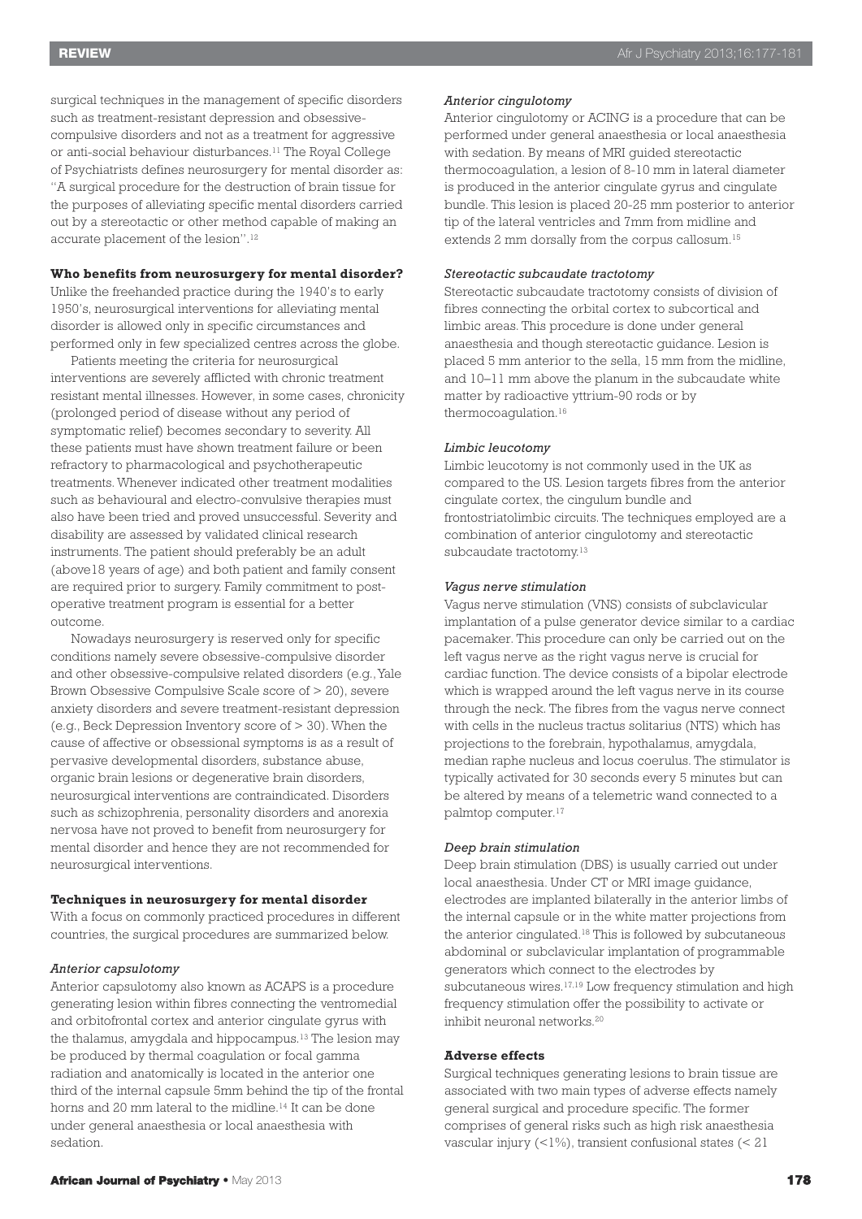surgical techniques in the management of specific disorders such as treatment-resistant depression and obsessive-compulsive disorders and not as a treatment for aggressive or anti-social behaviour disturbances.[11] The Royal College of Psychiatrists defines neurosurgery for mental disorder as: "A surgical procedure for the destruction of brain tissue for the purposes of alleviating specific mental disorders carried out by a stereotactic or other method capable of making an accurate placement of the lesion".[12]

**Who benefits from neurosurgery for mental disorder?**

Unlike the freehanded practice during the 1940's to early 1950's, neurosurgical interventions for alleviating mental disorder is allowed only in specific circumstances and performed only in few specialized centres across the globe.

Patients meeting the criteria for neurosurgical interventions are severely afflicted with chronic treatment resistant mental illnesses. However, in some cases, chronicity (prolonged period of disease without any period of symptomatic relief) becomes secondary to severity. All these patients must have shown treatment failure or been refractory to pharmacological and psychotherapeutic treatments. Whenever indicated other treatment modalities such as behavioural and electro-convulsive therapies must also have been tried and proved unsuccessful. Severity and disability are assessed by validated clinical research instruments. The patient should preferably be an adult (above18 years of age) and both patient and family consent are required prior to surgery. Family commitment to post-operative treatment program is essential for a better outcome.

Nowadays neurosurgery is reserved only for specific conditions namely severe obsessive-compulsive disorder and other obsessive-compulsive related disorders (e.g., Yale Brown Obsessive Compulsive Scale score of > 20), severe anxiety disorders and severe treatment-resistant depression (e.g., Beck Depression Inventory score of > 30). When the cause of affective or obsessional symptoms is as a result of pervasive developmental disorders, substance abuse, organic brain lesions or degenerative brain disorders, neurosurgical interventions are contraindicated. Disorders such as schizophrenia, personality disorders and anorexia nervosa have not proved to benefit from neurosurgery for mental disorder and hence they are not recommended for neurosurgical interventions.

**Techniques in neurosurgery for mental disorder**

With a focus on commonly practiced procedures in different countries, the surgical procedures are summarized below.

*Anterior capsulotomy*

Anterior capsulotomy also known as ACAPS is a procedure generating lesion within fibres connecting the ventromedial and orbitofrontal cortex and anterior cingulate gyrus with the thalamus, amygdala and hippocampus.[13] The lesion may be produced by thermal coagulation or focal gamma radiation and anatomically is located in the anterior one third of the internal capsule 5mm behind the tip of the frontal horns and 20 mm lateral to the midline.[14] It can be done under general anaesthesia or local anaesthesia with sedation.

*Anterior cingulotomy*

Anterior cingulotomy or ACING is a procedure that can be performed under general anaesthesia or local anaesthesia with sedation. By means of MRI guided stereotactic thermocoagulation, a lesion of 8-10 mm in lateral diameter is produced in the anterior cingulate gyrus and cingulate bundle. This lesion is placed 20-25 mm posterior to anterior tip of the lateral ventricles and 7mm from midline and extends 2 mm dorsally from the corpus callosum.[15]

*Stereotactic subcaudate tractotomy*

Stereotactic subcaudate tractotomy consists of division of fibres connecting the orbital cortex to subcortical and limbic areas. This procedure is done under general anaesthesia and though stereotactic guidance. Lesion is placed 5 mm anterior to the sella, 15 mm from the midline, and 10–11 mm above the planum in the subcaudate white matter by radioactive yttrium-90 rods or by thermocoagulation.[16]

*Limbic leucotomy*

Limbic leucotomy is not commonly used in the UK as compared to the US. Lesion targets fibres from the anterior cingulate cortex, the cingulum bundle and frontostriatolimbic circuits. The techniques employed are a combination of anterior cingulotomy and stereotactic subcaudate tractotomy.[13]

*Vagus nerve stimulation*

Vagus nerve stimulation (VNS) consists of subclavicular implantation of a pulse generator device similar to a cardiac pacemaker. This procedure can only be carried out on the left vagus nerve as the right vagus nerve is crucial for cardiac function. The device consists of a bipolar electrode which is wrapped around the left vagus nerve in its course through the neck. The fibres from the vagus nerve connect with cells in the nucleus tractus solitarius (NTS) which has projections to the forebrain, hypothalamus, amygdala, median raphe nucleus and locus coeruleus. The stimulator is typically activated for 30 seconds every 5 minutes but can be altered by means of a telemetric wand connected to a palmtop computer.[17]

*Deep brain stimulation*

Deep brain stimulation (DBS) is usually carried out under local anaesthesia. Under CT or MRI image guidance, electrodes are implanted bilaterally in the anterior limbs of the internal capsule or in the white matter projections from the anterior cingulated.[18] This is followed by subcutaneous abdominal or subclavicular implantation of programmable generators which connect to the electrodes by subcutaneous wires.[17,19] Low frequency stimulation and high frequency stimulation offer the possibility to activate or inhibit neuronal networks.[20]

**Adverse effects**

Surgical techniques generating lesions to brain tissue are associated with two main types of adverse effects namely general surgical and procedure specific. The former comprises of general risks such as high risk anaesthesia vascular injury (<1%), transient confusional states (< 21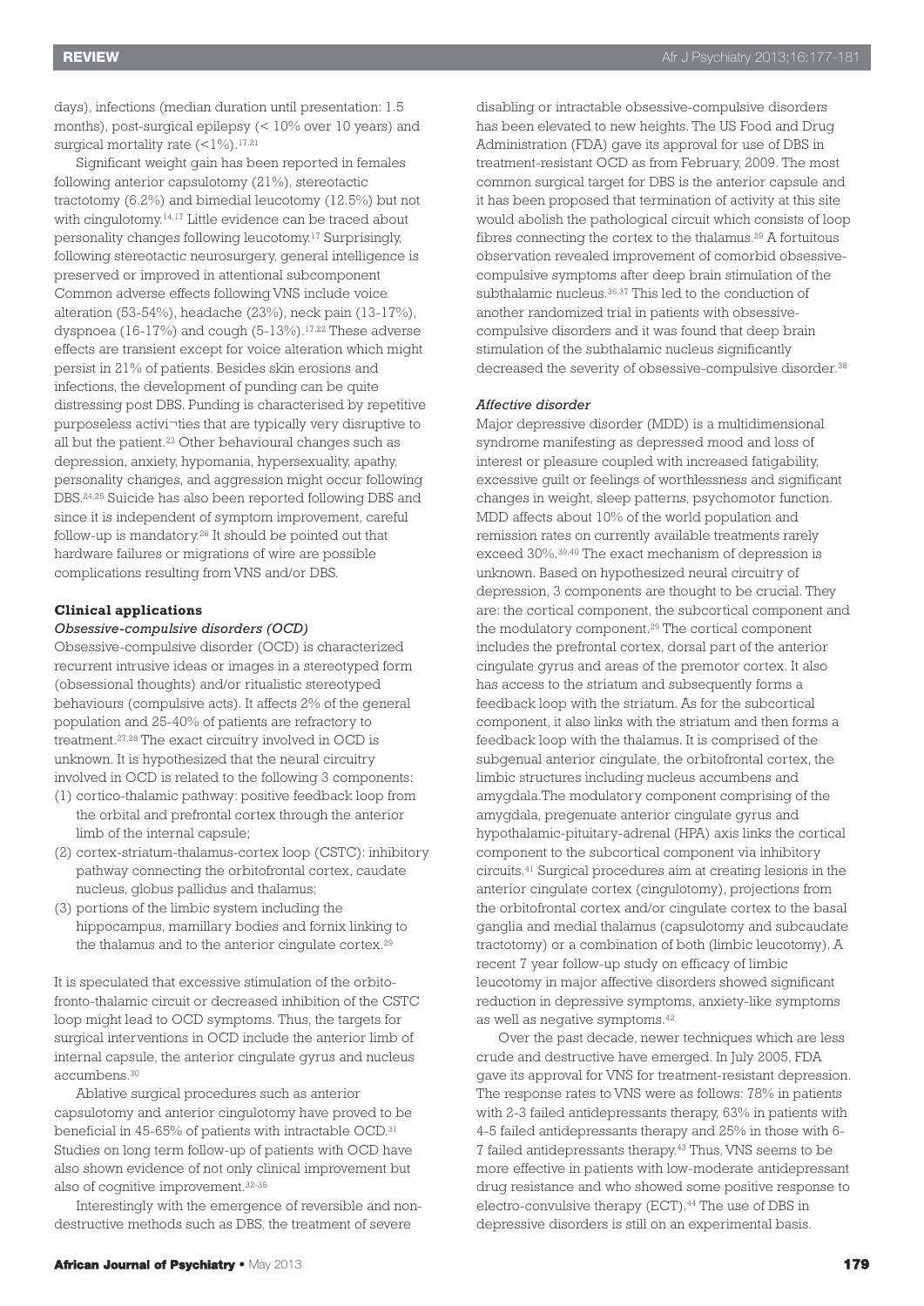days), infections (median duration until presentation: 1.5 months), post-surgical epilepsy (< 10% over 10 years) and surgical mortality rate (<1%).[17,21]

Significant weight gain has been reported in females following anterior capsulotomy (21%), stereotactic tractotomy (6.2%) and bimedial leucotomy (12.5%) but not with cingulotomy.[14,17] Little evidence can be traced about personality changes following leucotomy.[17] Surprisingly, following stereotactic neurosurgery, general intelligence is preserved or improved in attentional subcomponent Common adverse effects following VNS include voice alteration (53-54%), headache (23%), neck pain (13-17%), dyspnoea (16-17%) and cough (5-13%).[17,22] These adverse effects are transient except for voice alteration which might persist in 21% of patients. Besides skin erosions and infections, the development of punding can be quite distressing post DBS. Punding is characterised by repetitive purposeless activi¬ties that are typically very disruptive to all but the patient.[23] Other behavioural changes such as depression, anxiety, hypomania, hypersexuality, apathy, personality changes, and aggression might occur following DBS.[24,25] Suicide has also been reported following DBS and since it is independent of symptom improvement, careful follow-up is mandatory.[26] It should be pointed out that hardware failures or migrations of wire are possible complications resulting from VNS and/or DBS.

## Clinical applications

### *Obsessive-compulsive disorders (OCD)*

Obsessive-compulsive disorder (OCD) is characterized recurrent intrusive ideas or images in a stereotyped form (obsessional thoughts) and/or ritualistic stereotyped behaviours (compulsive acts). It affects 2% of the general population and 25-40% of patients are refractory to treatment.[27,28] The exact circuitry involved in OCD is unknown. It is hypothesized that the neural circuitry involved in OCD is related to the following 3 components:

(1) cortico-thalamic pathway: positive feedback loop from the orbital and prefrontal cortex through the anterior limb of the internal capsule;
(2) cortex-striatum-thalamus-cortex loop (CSTC): inhibitory pathway connecting the orbitofrontal cortex, caudate nucleus, globus pallidus and thalamus;
(3) portions of the limbic system including the hippocampus, mamillary bodies and fornix linking to the thalamus and to the anterior cingulate cortex.[29]

It is speculated that excessive stimulation of the orbito-fronto-thalamic circuit or decreased inhibition of the CSTC loop might lead to OCD symptoms. Thus, the targets for surgical interventions in OCD include the anterior limb of internal capsule, the anterior cingulate gyrus and nucleus accumbens.[30]

Ablative surgical procedures such as anterior capsulotomy and anterior cingulotomy have proved to be beneficial in 45-65% of patients with intractable OCD.[31] Studies on long term follow-up of patients with OCD have also shown evidence of not only clinical improvement but also of cognitive improvement.[32-35]

Interestingly with the emergence of reversible and non-destructive methods such as DBS, the treatment of severe disabling or intractable obsessive-compulsive disorders has been elevated to new heights. The US Food and Drug Administration (FDA) gave its approval for use of DBS in treatment-resistant OCD as from February, 2009. The most common surgical target for DBS is the anterior capsule and it has been proposed that termination of activity at this site would abolish the pathological circuit which consists of loop fibres connecting the cortex to the thalamus.[29] A fortuitous observation revealed improvement of comorbid obsessive-compulsive symptoms after deep brain stimulation of the subthalamic nucleus.[36,37] This led to the conduction of another randomized trial in patients with obsessive-compulsive disorders and it was found that deep brain stimulation of the subthalamic nucleus significantly decreased the severity of obsessive-compulsive disorder.[38]

### *Affective disorder*

Major depressive disorder (MDD) is a multidimensional syndrome manifesting as depressed mood and loss of interest or pleasure coupled with increased fatigability, excessive guilt or feelings of worthlessness and significant changes in weight, sleep patterns, psychomotor function. MDD affects about 10% of the world population and remission rates on currently available treatments rarely exceed 30%.[39,40] The exact mechanism of depression is unknown. Based on hypothesized neural circuitry of depression, 3 components are thought to be crucial. They are: the cortical component, the subcortical component and the modulatory component.[29] The cortical component includes the prefrontal cortex, dorsal part of the anterior cingulate gyrus and areas of the premotor cortex. It also has access to the striatum and subsequently forms a feedback loop with the striatum. As for the subcortical component, it also links with the striatum and then forms a feedback loop with the thalamus. It is comprised of the subgenual anterior cingulate, the orbitofrontal cortex, the limbic structures including nucleus accumbens and amygdala.The modulatory component comprising of the amygdala, pregenuate anterior cingulate gyrus and hypothalamic-pituitary-adrenal (HPA) axis links the cortical component to the subcortical component via inhibitory circuits.[41] Surgical procedures aim at creating lesions in the anterior cingulate cortex (cingulotomy), projections from the orbitofrontal cortex and/or cingulate cortex to the basal ganglia and medial thalamus (capsulotomy and subcaudate tractotomy) or a combination of both (limbic leucotomy). A recent 7 year follow-up study on efficacy of limbic leucotomy in major affective disorders showed significant reduction in depressive symptoms, anxiety-like symptoms as well as negative symptoms.[42]

Over the past decade, newer techniques which are less crude and destructive have emerged. In July 2005, FDA gave its approval for VNS for treatment-resistant depression. The response rates to VNS were as follows: 78% in patients with 2-3 failed antidepressants therapy, 63% in patients with 4-5 failed antidepressants therapy and 25% in those with 6-7 failed antidepressants therapy.[43] Thus, VNS seems to be more effective in patients with low-moderate antidepressant drug resistance and who showed some positive response to electro-convulsive therapy (ECT).[44] The use of DBS in depressive disorders is still on an experimental basis.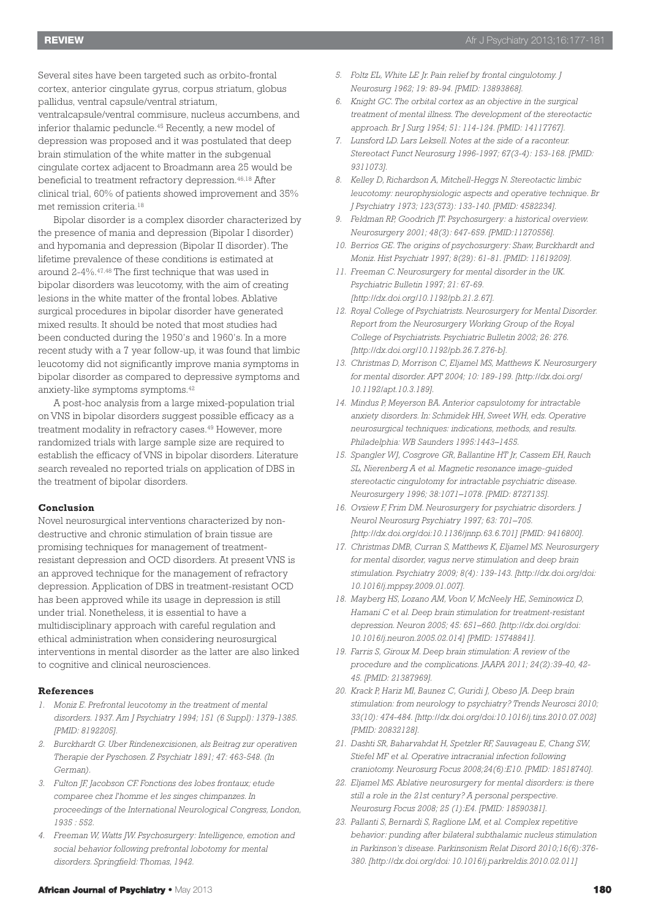Several sites have been targeted such as orbito-frontal cortex, anterior cingulate gyrus, corpus striatum, globus pallidus, ventral capsule/ventral striatum, ventralcapsule/ventral commisure, nucleus accumbens, and inferior thalamic peduncle.[45] Recently, a new model of depression was proposed and it was postulated that deep brain stimulation of the white matter in the subgenual cingulate cortex adjacent to Broadmann area 25 would be beneficial to treatment refractory depression.[46,18] After clinical trial, 60% of patients showed improvement and 35% met remission criteria.[18]

Bipolar disorder is a complex disorder characterized by the presence of mania and depression (Bipolar I disorder) and hypomania and depression (Bipolar II disorder). The lifetime prevalence of these conditions is estimated at around 2-4%.[47,48] The first technique that was used in bipolar disorders was leucotomy, with the aim of creating lesions in the white matter of the frontal lobes. Ablative surgical procedures in bipolar disorder have generated mixed results. It should be noted that most studies had been conducted during the 1950's and 1960's. In a more recent study with a 7 year follow-up, it was found that limbic leucotomy did not significantly improve mania symptoms in bipolar disorder as compared to depressive symptoms and anxiety-like symptoms symptoms.[42]

A post-hoc analysis from a large mixed-population trial on VNS in bipolar disorders suggest possible efficacy as a treatment modality in refractory cases.[49] However, more randomized trials with large sample size are required to establish the efficacy of VNS in bipolar disorders. Literature search revealed no reported trials on application of DBS in the treatment of bipolar disorders.

## Conclusion

Novel neurosurgical interventions characterized by non-destructive and chronic stimulation of brain tissue are promising techniques for management of treatment-resistant depression and OCD disorders. At present VNS is an approved technique for the management of refractory depression. Application of DBS in treatment-resistant OCD has been approved while its usage in depression is still under trial. Nonetheless, it is essential to have a multidisciplinary approach with careful regulation and ethical administration when considering neurosurgical interventions in mental disorder as the latter are also linked to cognitive and clinical neurosciences.

## References

1. *Moniz E. Prefrontal leucotomy in the treatment of mental disorders. 1937. Am J Psychiatry 1994; 151 (6 Suppl): 1379-1385. [PMID: 8192205].*
2. *Burckhardt G. Uber Rindenexcisionen, als Beitrag zur operativen Therapie der Pyschosen. Z Psychiatr 1891; 47: 463-548. (In German).*
3. *Fulton JF, Jacobson CF. Fonctions des lobes frontaux; etude comparee chez l'homme et les singes chimpanzes. In proceedings of the International Neurological Congress, London, 1935 : 552.*
4. *Freeman W, Watts JW. Psychosurgery: Intelligence, emotion and social behavior following prefrontal lobotomy for mental disorders. Springfield: Thomas, 1942.*
5. *Foltz EL, White LE Jr. Pain relief by frontal cingulotomy. J Neurosurg 1962; 19: 89-94. [PMID: 13893868].*
6. *Knight GC. The orbital cortex as an objective in the surgical treatment of mental illness. The development of the stereotactic approach. Br J Surg 1954; 51: 114-124. [PMID: 14117767].*
7. *Lunsford LD. Lars Leksell. Notes at the side of a raconteur. Stereotact Funct Neurosurg 1996-1997; 67(3-4): 153-168. [PMID: 9311073].*
8. *Kelley D, Richardson A, Mitchell-Heggs N. Stereotactic limbic leucotomy: neurophysiologic aspects and operative technique. Br J Psychiatry 1973; 123(573): 133-140. [PMID: 4582234].*
9. *Feldman RP, Goodrich JT. Psychosurgery: a historical overview. Neurosurgery 2001; 48(3): 647-659. [PMID:11270556].*
10. *Berrios GE. The origins of psychosurgery: Shaw, Burckhardt and Moniz. Hist Psychiatr 1997; 8(29): 61-81. [PMID: 11619209].*
11. *Freeman C. Neurosurgery for mental disorder in the UK. Psychiatric Bulletin 1997; 21: 67-69. [http://dx.doi.org/10.1192/pb.21.2.67].*
12. *Royal College of Psychiatrists. Neurosurgery for Mental Disorder. Report from the Neurosurgery Working Group of the Royal College of Psychiatrists. Psychiatric Bulletin 2002; 26: 276. [http://dx.doi.org/10.1192/pb.26.7.276-b].*
13. *Christmas D, Morrison C, Eljamel MS, Matthews K. Neurosurgery for mental disorder. APT 2004; 10: 189-199. [http://dx.doi.org/10.1192/apt.10.3.189].*
14. *Mindus P, Meyerson BA. Anterior capsulotomy for intractable anxiety disorders. In: Schmidek HH, Sweet WH, eds. Operative neurosurgical techniques: indications, methods, and results. Philadelphia: WB Saunders 1995:1443–1455.*
15. *Spangler WJ, Cosgrove GR, Ballantine HT Jr, Cassem EH, Rauch SL, Nierenberg A et al. Magnetic resonance image-guided stereotactic cingulotomy for intractable psychiatric disease. Neurosurgery 1996; 38:1071–1078. [PMID: 8727135].*
16. *Ovsiew F, Frim DM. Neurosurgery for psychiatric disorders. J Neurol Neurosurg Psychiatry 1997; 63: 701–705. [http://dx.doi.org/doi:10.1136/jnnp.63.6.701] [PMID: 9416800].*
17. *Christmas DMB, Curran S, Matthews K, Eljamel MS. Neurosurgery for mental disorder, vagus nerve stimulation and deep brain stimulation. Psychiatry 2009; 8(4): 139-143. [http://dx.doi.org/doi:10.1016/j.mppsy.2009.01.007].*
18. *Mayberg HS, Lozano AM, Voon V, McNeely HE, Seminowicz D, Hamani C et al. Deep brain stimulation for treatment-resistant depression. Neuron 2005; 45: 651–660. [http://dx.doi.org/doi:10.1016/j.neuron.2005.02.014] [PMID: 15748841].*
19. *Farris S, Giroux M. Deep brain stimulation: A review of the procedure and the complications. JAAPA 2011; 24(2):39-40, 42-45. [PMID: 21387969].*
20. *Krack P, Hariz MI, Baunez C, Guridi J, Obeso JA. Deep brain stimulation: from neurology to psychiatry? Trends Neurosci 2010; 33(10): 474-484. [http://dx.doi.org/doi:10.1016/j.tins.2010.07.002] [PMID: 20832128].*
21. *Dashti SR, Baharvahdat H, Spetzler RF, Sauvageau E, Chang SW, Stiefel MF et al. Operative intracranial infection following craniotomy. Neurosurg Focus 2008;24(6):E10. [PMID: 18518740].*
22. *Eljamel MS. Ablative neurosurgery for mental disorders: is there still a role in the 21st century? A personal perspective. Neurosurg Focus 2008; 25 (1):E4. [PMID: 18590381].*
23. *Pallanti S, Bernardi S, Raglione LM, et al. Complex repetitive behavior: punding after bilateral subthalamic nucleus stimulation in Parkinson's disease. Parkinsonism Relat Disord 2010;16(6):376-380. [http://dx.doi.org/doi: 10.1016/j.parkreldis.2010.02.011]*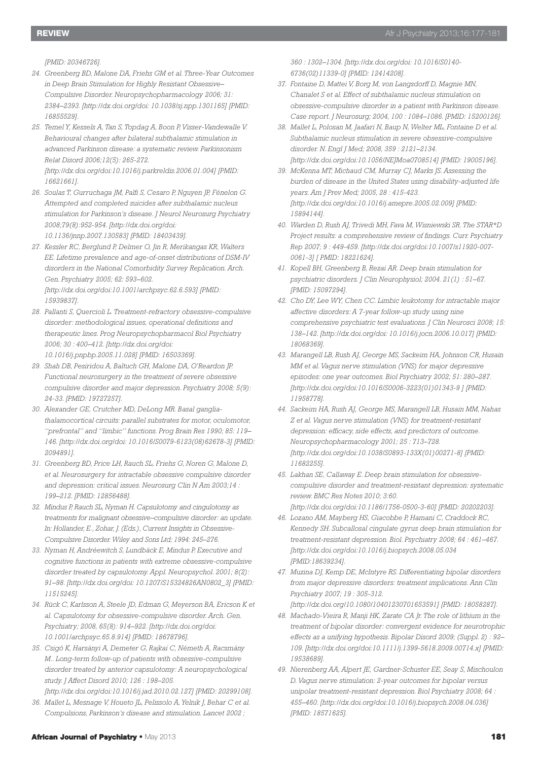*[PMID: 20346726].*

24. *Greenberg BD, Malone DA, Friehs GM et al. Three-Year Outcomes in Deep Brain Stimulation for Highly Resistant Obsessive–Compulsive Disorder. Neuropsychopharmacology 2006; 31: 2384–2393. [http://dx.doi.org/doi: 10.1038/sj.npp.1301165] [PMID: 16855529].*
25. *Temel Y, Kessels A, Tan S, Topdag A, Boon P, Visser-Vandewalle V. Behavioural changes after bilateral subthalamic stimulation in advanced Parkinson disease: a systematic review. Parkinsonism Relat Disord 2006;12(5): 265-272. [http://dx.doi.org/doi:10.1016/j.parkreldis.2006.01.004] [PMID: 16621661].*
26. *Soulas T, Gurruchaga JM, Palfi S, Cesaro P, Nguyen JP, Fénelon G. Attempted and completed suicides after subthalamic nucleus stimulation for Parkinson's disease. J Neurol Neurosurg Psychiatry 2008;79(8):952-954. [http://dx.doi.org/doi: 10.1136/jnnp.2007.130583] [PMID: 18403439].*
27. *Kessler RC, Berglund P, Delmer O, Jin R, Merikangas KR, Walters EE. Lifetime prevalence and age-of-onset distributions of DSM-IV disorders in the National Comorbidity Survey Replication. Arch. Gen. Psychiatry 2005; 62: 593–602. [http://dx.doi.org/doi:10.1001/archpsyc.62.6.593] [PMID: 15939837].*
28. *Pallanti S, Quercioli L. Treatment-refractory obsessive-compulsive disorder: methodological issues, operational definitions and therapeutic lines. Prog Neuropsychopharmacol Biol Psychiatry 2006; 30 : 400–412. [http://dx.doi.org/doi: 10.1016/j.pnpbp.2005.11.028] [PMID: 16503369].*
29. *Shah DB, Pesiridou A, Baltuch GH, Malone DA, O'Reardon JP. Functional neurosurgery in the treatment of severe obsessive compulsive disorder and major depression. Psychiatry 2008; 5(9): 24-33. [PMID: 19727257].*
30. *Alexander GE, Crutcher MD, DeLong MR. Basal ganglia-thalamocortical circuits: parallel substrates for motor, oculomotor, ''prefrontal'' and ''limbic'' functions. Prog Brain Res 1990; 85: 119–146. [http://dx.doi.org/doi: 10.1016/S0079-6123(08)62678-3] [PMID: 2094891].*
31. *Greenberg BD, Price LH, Rauch SL, Friehs G, Noren G, Malone D, et al. Neurosurgery for intractable obsessive compulsive disorder and depression: critical issues. Neurosurg Clin N Am 2003;14 : 199–212. [PMID: 12856488].*
32. *Mindus P, Rauch SL, Nyman H. Capsulotomy and cingulotomy as treatments for malignant obsessive–compulsive disorder: an update. In: Hollander, E., Zohar, J. (Eds.), Current Insights in Obsessive-Compulsive Disorder. Wiley and Sons Ltd; 1994: 245–276.*
33. *Nyman H, Andréewitch S, Lundbäck E, Mindus P. Executive and cognitive functions in patients with extreme obsessive-compulsive disorder treated by capsulotomy. Appl. Neuropsychol. 2001; 8(2): 91–98. [http://dx.doi.org/doi: 10.1207/S15324826AN0802_3] [PMID: 11515245].*
34. *Rück C, Karlsson A, Steele JD, Edman G, Meyerson BA, Ericson K et al. Capsulotomy for obsessive-compulsive disorder. Arch. Gen. Psychiatry; 2008, 65(8): 914–922. [http://dx.doi.org/doi: 10.1001/archpsyc.65.8.914] [PMID: 18678796].*
35. *Csigó K, Harsányi A, Demeter G, Rajkai C, Németh A, Racsmány M.. Long-term follow-up of patients with obsessive-compulsive disorder treated by anterior capsulotomy: A neuropsychological study. J Affect Disord 2010; 126 : 198–205. [http://dx.doi.org/doi:10.1016/j.jad.2010.02.127] [PMID: 20299108].*
36. *Mallet L, Mesnage V, Houeto JL, Pelissolo A, Yelnik J, Behar C et al. Compulsions, Parkinson's disease and stimulation. Lancet 2002 ; 360 : 1302–1304. [http://dx.doi.org/doi: 10.1016/S0140-6736(02)11339-0] [PMID: 12414208].*
37. *Fontaine D, Mattei V, Borg M, von Langsdorff D, Magnie MN, Chanalet S et al. Effect of subthalamic nucleus stimulation on obsessive-compulsive disorder in a patient with Parkinson disease. Case report. J Neurosurg; 2004, 100 : 1084–1086. [PMID: 15200126].*
38. *Mallet L, Polosan M, Jaafari N, Baup N, Welter ML, Fontaine D et al. Subthalamic nucleus stimulation in severe obsessive-compulsive disorder. N. Engl J Med; 2008, 359 : 2121–2134. [http://dx.doi.org/doi:10.1056/NEJMoa0708514] [PMID: 19005196].*
39. *McKenna MT, Michaud CM, Murray CJ, Marks JS. Assessing the burden of disease in the United States using disability-adjusted life years. Am J Prev Med; 2005, 28 : 415-423. [http://dx.doi.org/doi:10.1016/j.amepre.2005.02.009] [PMID: 15894144].*
40. *Warden D, Rush AJ, Trivedi MH, Fava M, Wisniewski SR. The STAR*D Project results: a comprehensive review of findings. Curr. Psychiatry Rep 2007; 9 : 449-459. [http://dx.doi.org/doi:10.1007/s11920-007-0061-3] [ PMID: 18221624].*
41. *Kopell BH, Greenberg B, Rezai AR. Deep brain stimulation for psychiatric disorders. J Clin Neurophysiol; 2004. 21(1) : 51–67. [PMID: 15097294].*
42. *Cho DY, Lee WY, Chen CC. Limbic leukotomy for intractable major affective disorders: A 7-year follow-up study using nine comprehensive psychiatric test evaluations. J Clin Neurosci 2008; 15: 138–142. [http://dx.doi.org/doi: 10.1016/j.jocn.2006.10.017] [PMID: 18068369].*
43. *Marangell LB, Rush AJ, George MS, Sackeim HA, Johnson CR, Husain MM et al. Vagus nerve stimulation (VNS) for major depressive episodes: one year outcomes. Biol Psychiatry 2002; 51: 280–287. [http://dx.doi.org/doi:10.1016/S0006-3223(01)01343-9 ] [PMID: 11958778].*
44. *Sackeim HA, Rush AJ, George MS, Marangell LB, Husain MM, Nahas Z et al. Vagus nerve stimulation (VNS) for treatment-resistant depression: efficacy, side effects, and predictors of outcome. Neuropsychopharmacology 2001; 25 : 713–728. [http://dx.doi.org/doi:10.1038/S0893-133X(01)00271-8] [PMID: 11682255].*
45. *Lakhan SE, Callaway E. Deep brain stimulation for obsessive-compulsive disorder and treatment-resistant depression: systematic review. BMC Res Notes 2010; 3:60. [http://dx.doi.org/doi:10.1186/1756-0500-3-60] [PMID: 20202203].*
46. *Lozano AM, Mayberg HS, Giacobbe P, Hamani C, Craddock RC, Kennedy SH. Subcallosal cingulate gyrus deep brain stimulation for treatment-resistant depression. Biol. Psychiatry 2008; 64 : 461–467. [http://dx.doi.org/doi:10.1016/j.biopsych.2008.05.034 [PMID:18639234].*
47. *Muzina DJ, Kemp DE, McIntyre RS. Differentiating bipolar disorders from major depressive disorders: treatment implications. Ann Clin Psychiatry 2007; 19 : 305-312. [http://dx.doi.org/10.1080/10401230701653591] [PMID: 18058287].*
48. *Machado-Vieira R, Manji HK, Zarate CA Jr. The role of lithium in the treatment of bipolar disorder: convergent evidence for neurotrophic effects as a unifying hypothesis. Bipolar Disord 2009; (Suppl. 2) : 92–109. [http://dx.doi.org/doi:10.1111/j.1399-5618.2009.00714.x] [PMID: 19538689].*
49. *Nierenberg AA, Alpert JE, Gardner-Schuster EE, Seay S, Mischoulon D. Vagus nerve stimulation: 2-year outcomes for bipolar versus unipolar treatment-resistant depression. Biol Psychiatry 2008; 64 : 455–460. [http://dx.doi.org/doi:10.1016/j.biopsych.2008.04.036] [PMID: 18571625].*